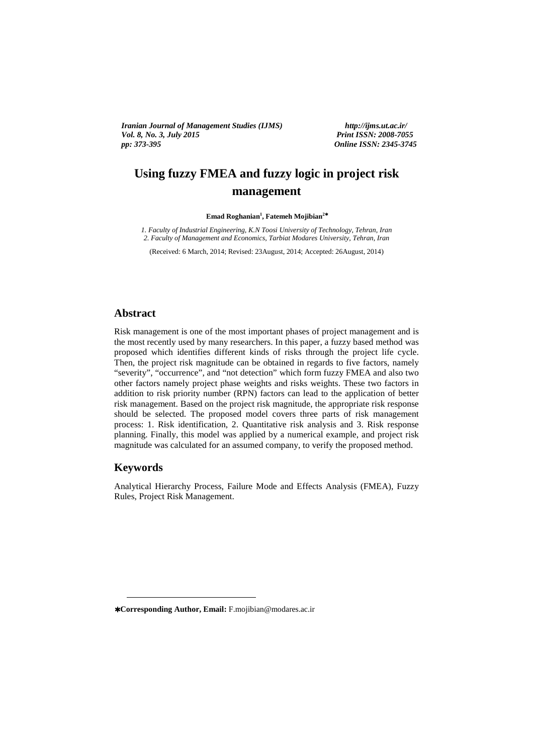# Using fuzzy FMEA and fuzzy logic in project risk management

**Emad Roghanian[1], Fatemeh Mojibian[2*]**

*1. Faculty of Industrial Engineering, K.N Toosi University of Technology, Tehran, Iran*
*2. Faculty of Management and Economics, Tarbiat Modares University, Tehran, Iran*

(Received: 6 March, 2014; Revised: 23August, 2014; Accepted: 26August, 2014)

## Abstract

Risk management is one of the most important phases of project management and is the most recently used by many researchers. In this paper, a fuzzy based method was proposed which identifies different kinds of risks through the project life cycle. Then, the project risk magnitude can be obtained in regards to five factors, namely "severity", "occurrence", and "not detection" which form fuzzy FMEA and also two other factors namely project phase weights and risks weights. These two factors in addition to risk priority number (RPN) factors can lead to the application of better risk management. Based on the project risk magnitude, the appropriate risk response should be selected. The proposed model covers three parts of risk management process: 1. Risk identification, 2. Quantitative risk analysis and 3. Risk response planning. Finally, this model was applied by a numerical example, and project risk magnitude was calculated for an assumed company, to verify the proposed method.

## Keywords

Analytical Hierarchy Process, Failure Mode and Effects Analysis (FMEA), Fuzzy Rules, Project Risk Management.

---

*Corresponding Author, Email: F.mojibian@modares.ac.ir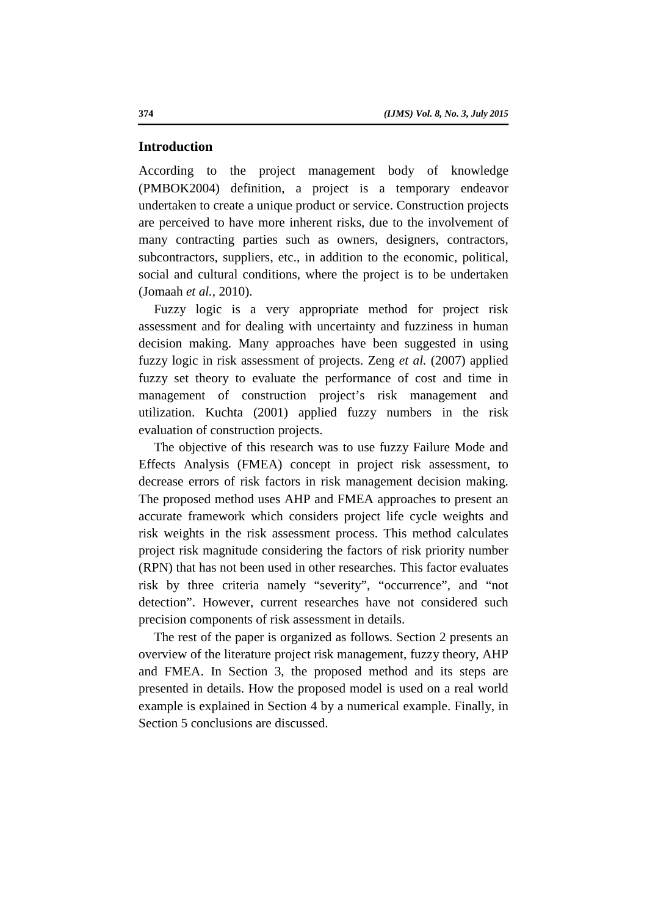## Introduction

According to the project management body of knowledge (PMBOK2004) definition, a project is a temporary endeavor undertaken to create a unique product or service. Construction projects are perceived to have more inherent risks, due to the involvement of many contracting parties such as owners, designers, contractors, subcontractors, suppliers, etc., in addition to the economic, political, social and cultural conditions, where the project is to be undertaken (Jomaah *et al.*, 2010).

Fuzzy logic is a very appropriate method for project risk assessment and for dealing with uncertainty and fuzziness in human decision making. Many approaches have been suggested in using fuzzy logic in risk assessment of projects. Zeng *et al.* (2007) applied fuzzy set theory to evaluate the performance of cost and time in management of construction project's risk management and utilization. Kuchta (2001) applied fuzzy numbers in the risk evaluation of construction projects.

The objective of this research was to use fuzzy Failure Mode and Effects Analysis (FMEA) concept in project risk assessment, to decrease errors of risk factors in risk management decision making. The proposed method uses AHP and FMEA approaches to present an accurate framework which considers project life cycle weights and risk weights in the risk assessment process. This method calculates project risk magnitude considering the factors of risk priority number (RPN) that has not been used in other researches. This factor evaluates risk by three criteria namely "severity", "occurrence", and "not detection". However, current researches have not considered such precision components of risk assessment in details.

The rest of the paper is organized as follows. Section 2 presents an overview of the literature project risk management, fuzzy theory, AHP and FMEA. In Section 3, the proposed method and its steps are presented in details. How the proposed model is used on a real world example is explained in Section 4 by a numerical example. Finally, in Section 5 conclusions are discussed.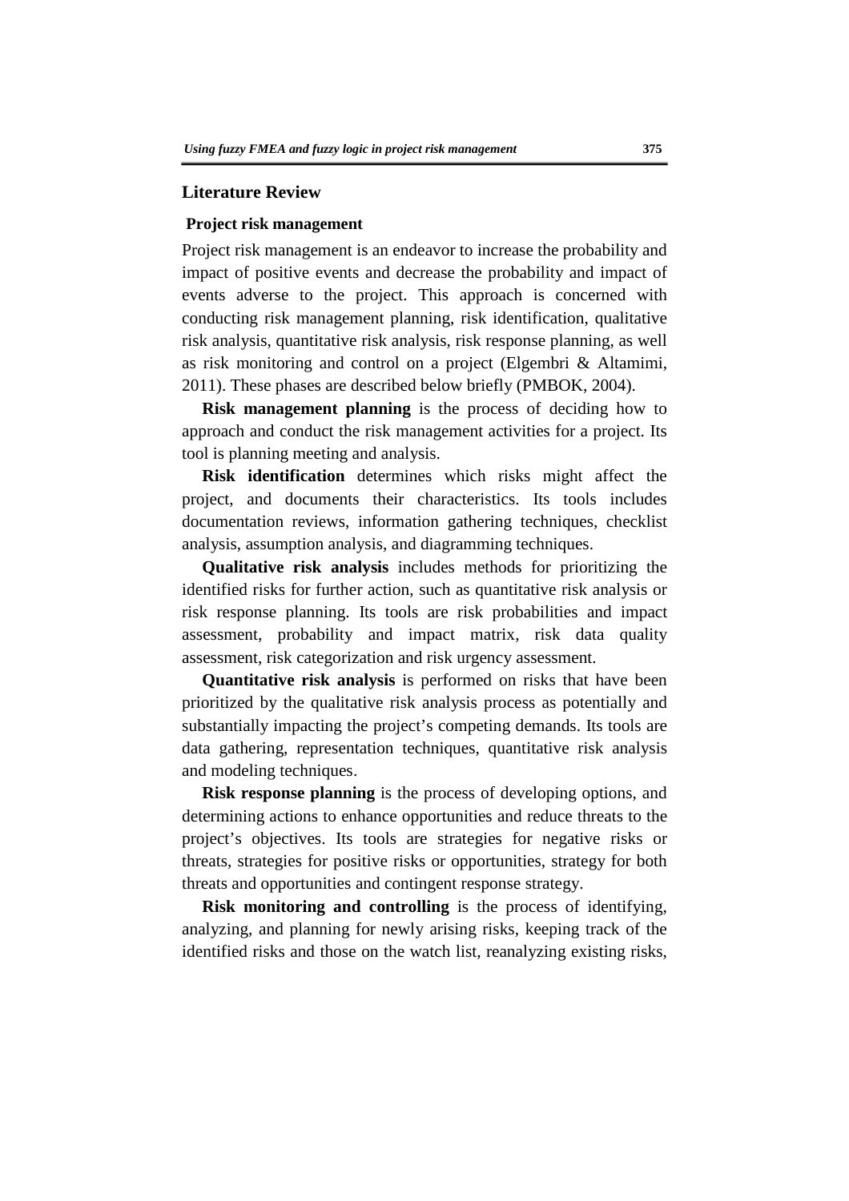## Literature Review

### Project risk management

Project risk management is an endeavor to increase the probability and impact of positive events and decrease the probability and impact of events adverse to the project. This approach is concerned with conducting risk management planning, risk identification, qualitative risk analysis, quantitative risk analysis, risk response planning, as well as risk monitoring and control on a project (Elgembri & Altamimi, 2011). These phases are described below briefly (PMBOK, 2004).

**Risk management planning** is the process of deciding how to approach and conduct the risk management activities for a project. Its tool is planning meeting and analysis.

**Risk identification** determines which risks might affect the project, and documents their characteristics. Its tools includes documentation reviews, information gathering techniques, checklist analysis, assumption analysis, and diagramming techniques.

**Qualitative risk analysis** includes methods for prioritizing the identified risks for further action, such as quantitative risk analysis or risk response planning. Its tools are risk probabilities and impact assessment, probability and impact matrix, risk data quality assessment, risk categorization and risk urgency assessment.

**Quantitative risk analysis** is performed on risks that have been prioritized by the qualitative risk analysis process as potentially and substantially impacting the project's competing demands. Its tools are data gathering, representation techniques, quantitative risk analysis and modeling techniques.

**Risk response planning** is the process of developing options, and determining actions to enhance opportunities and reduce threats to the project's objectives. Its tools are strategies for negative risks or threats, strategies for positive risks or opportunities, strategy for both threats and opportunities and contingent response strategy.

**Risk monitoring and controlling** is the process of identifying, analyzing, and planning for newly arising risks, keeping track of the identified risks and those on the watch list, reanalyzing existing risks,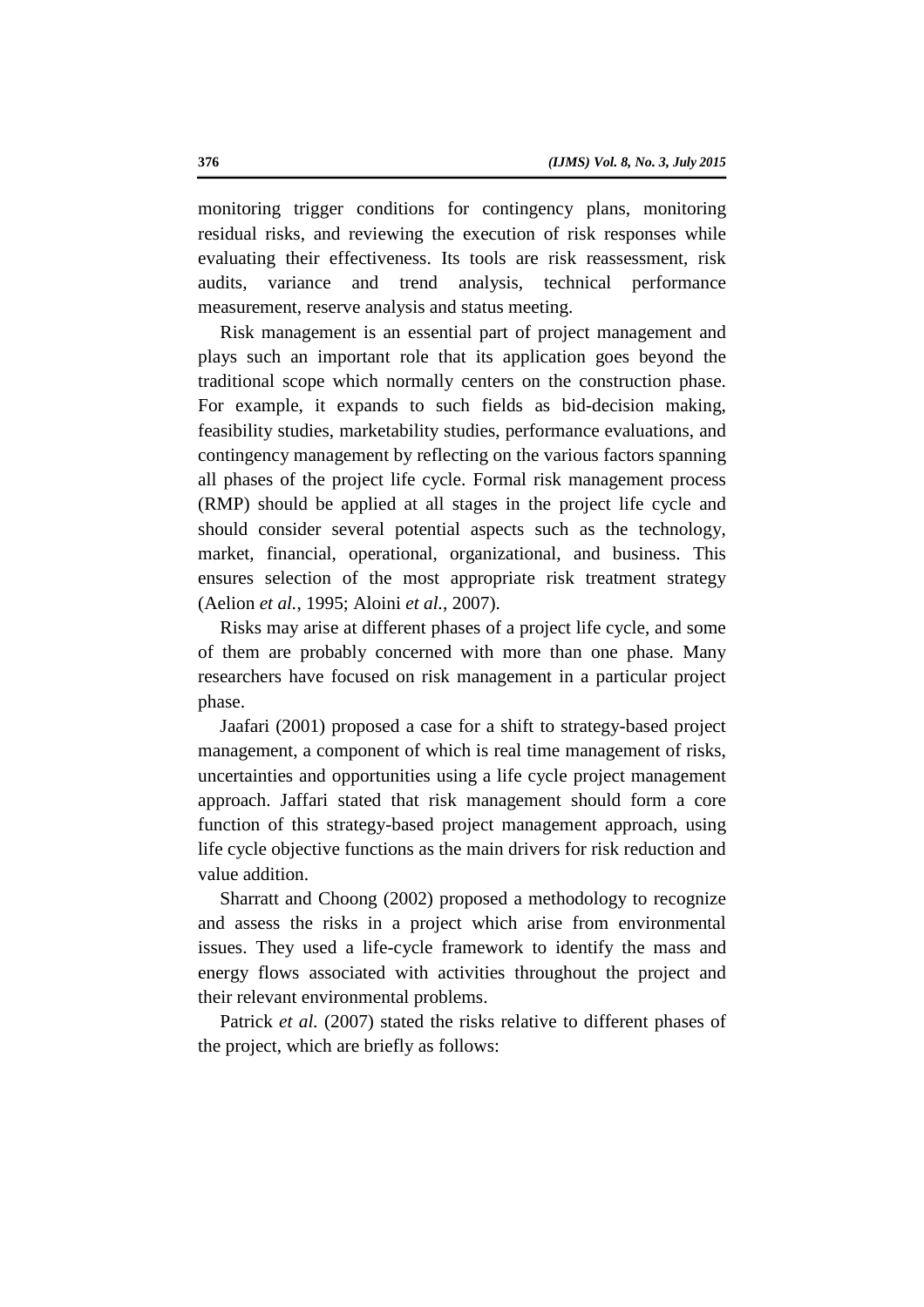monitoring trigger conditions for contingency plans, monitoring residual risks, and reviewing the execution of risk responses while evaluating their effectiveness. Its tools are risk reassessment, risk audits, variance and trend analysis, technical performance measurement, reserve analysis and status meeting.

Risk management is an essential part of project management and plays such an important role that its application goes beyond the traditional scope which normally centers on the construction phase. For example, it expands to such fields as bid-decision making, feasibility studies, marketability studies, performance evaluations, and contingency management by reflecting on the various factors spanning all phases of the project life cycle. Formal risk management process (RMP) should be applied at all stages in the project life cycle and should consider several potential aspects such as the technology, market, financial, operational, organizational, and business. This ensures selection of the most appropriate risk treatment strategy (Aelion *et al.*, 1995; Aloini *et al.*, 2007).

Risks may arise at different phases of a project life cycle, and some of them are probably concerned with more than one phase. Many researchers have focused on risk management in a particular project phase.

Jaafari (2001) proposed a case for a shift to strategy-based project management, a component of which is real time management of risks, uncertainties and opportunities using a life cycle project management approach. Jaffari stated that risk management should form a core function of this strategy-based project management approach, using life cycle objective functions as the main drivers for risk reduction and value addition.

Sharratt and Choong (2002) proposed a methodology to recognize and assess the risks in a project which arise from environmental issues. They used a life-cycle framework to identify the mass and energy flows associated with activities throughout the project and their relevant environmental problems.

Patrick *et al.* (2007) stated the risks relative to different phases of the project, which are briefly as follows: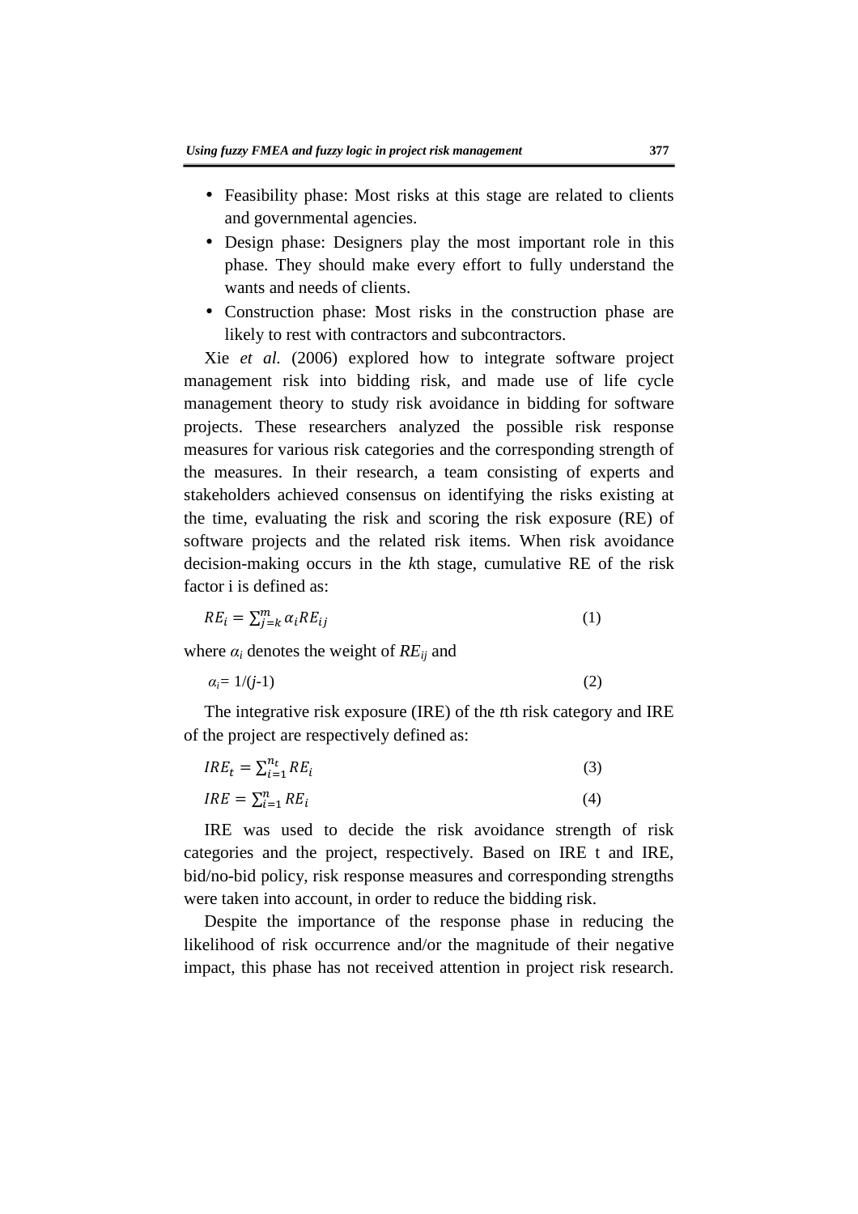- Feasibility phase: Most risks at this stage are related to clients and governmental agencies.
- Design phase: Designers play the most important role in this phase. They should make every effort to fully understand the wants and needs of clients.
- Construction phase: Most risks in the construction phase are likely to rest with contractors and subcontractors.

Xie *et al*. (2006) explored how to integrate software project management risk into bidding risk, and made use of life cycle management theory to study risk avoidance in bidding for software projects. These researchers analyzed the possible risk response measures for various risk categories and the corresponding strength of the measures. In their research, a team consisting of experts and stakeholders achieved consensus on identifying the risks existing at the time, evaluating the risk and scoring the risk exposure (RE) of software projects and the related risk items. When risk avoidance decision-making occurs in the *k*th stage, cumulative RE of the risk factor i is defined as:

$$RE_i = \sum_{j=k}^{m} \alpha_i RE_{ij} \qquad (1)$$

where $\alpha_i$ denotes the weight of $RE_{ij}$ and

$$\alpha_i = 1/(j-1) \qquad (2)$$

The integrative risk exposure (IRE) of the *t*th risk category and IRE of the project are respectively defined as:

$$IRE_t = \sum_{i=1}^{n_t} RE_i \qquad (3)$$

$$IRE = \sum_{i=1}^{n} RE_i \qquad (4)$$

IRE was used to decide the risk avoidance strength of risk categories and the project, respectively. Based on IRE t and IRE, bid/no-bid policy, risk response measures and corresponding strengths were taken into account, in order to reduce the bidding risk.

Despite the importance of the response phase in reducing the likelihood of risk occurrence and/or the magnitude of their negative impact, this phase has not received attention in project risk research.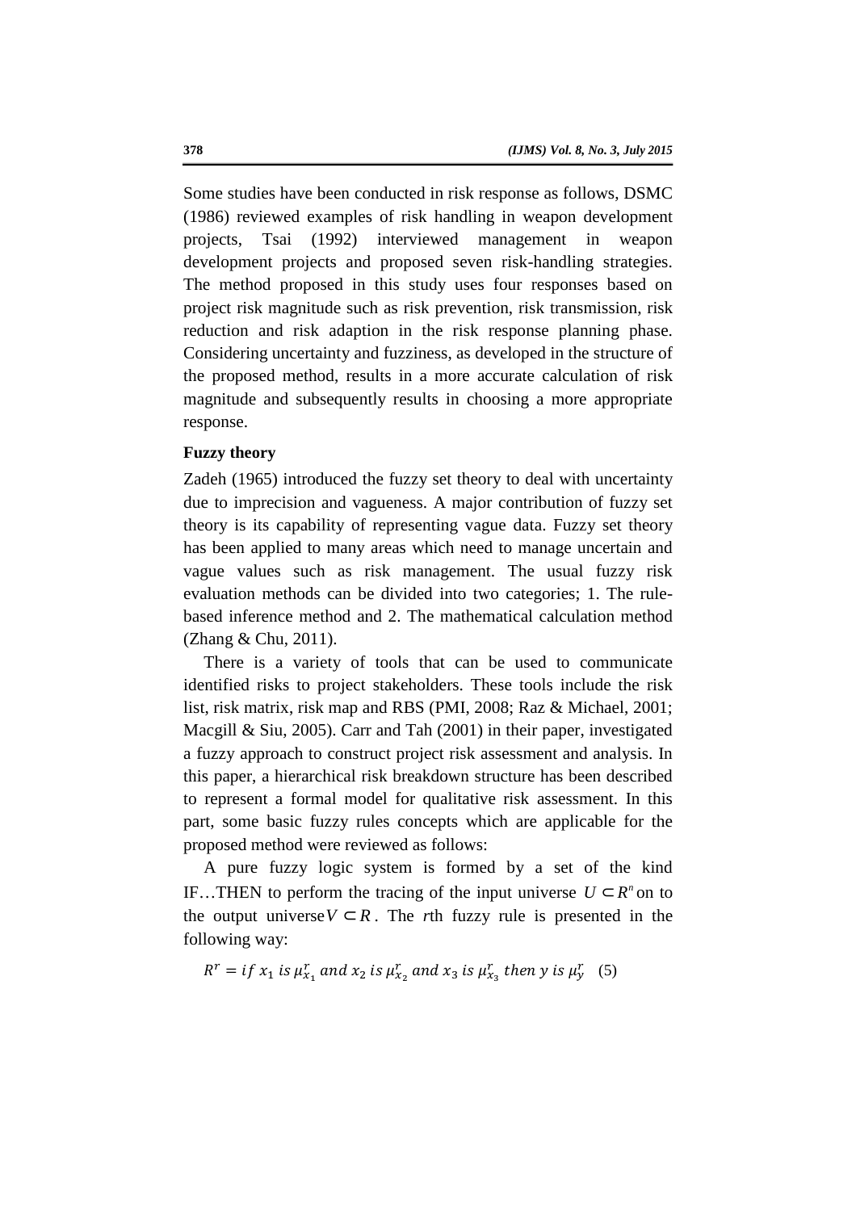Some studies have been conducted in risk response as follows, DSMC (1986) reviewed examples of risk handling in weapon development projects, Tsai (1992) interviewed management in weapon development projects and proposed seven risk-handling strategies. The method proposed in this study uses four responses based on project risk magnitude such as risk prevention, risk transmission, risk reduction and risk adaption in the risk response planning phase. Considering uncertainty and fuzziness, as developed in the structure of the proposed method, results in a more accurate calculation of risk magnitude and subsequently results in choosing a more appropriate response.

**Fuzzy theory**

Zadeh (1965) introduced the fuzzy set theory to deal with uncertainty due to imprecision and vagueness. A major contribution of fuzzy set theory is its capability of representing vague data. Fuzzy set theory has been applied to many areas which need to manage uncertain and vague values such as risk management. The usual fuzzy risk evaluation methods can be divided into two categories; 1. The rule-based inference method and 2. The mathematical calculation method (Zhang & Chu, 2011).

There is a variety of tools that can be used to communicate identified risks to project stakeholders. These tools include the risk list, risk matrix, risk map and RBS (PMI, 2008; Raz & Michael, 2001; Macgill & Siu, 2005). Carr and Tah (2001) in their paper, investigated a fuzzy approach to construct project risk assessment and analysis. In this paper, a hierarchical risk breakdown structure has been described to represent a formal model for qualitative risk assessment. In this part, some basic fuzzy rules concepts which are applicable for the proposed method were reviewed as follows:

A pure fuzzy logic system is formed by a set of the kind IF…THEN to perform the tracing of the input universe $U \subset R^n$ on to the output universe $V \subset R$. The *r*th fuzzy rule is presented in the following way:

$$R^r = if\ x_1\ is\ \mu_{x_1}^r\ and\ x_2\ is\ \mu_{x_2}^r\ and\ x_3\ is\ \mu_{x_3}^r\ then\ y\ is\ \mu_y^r \quad (5)$$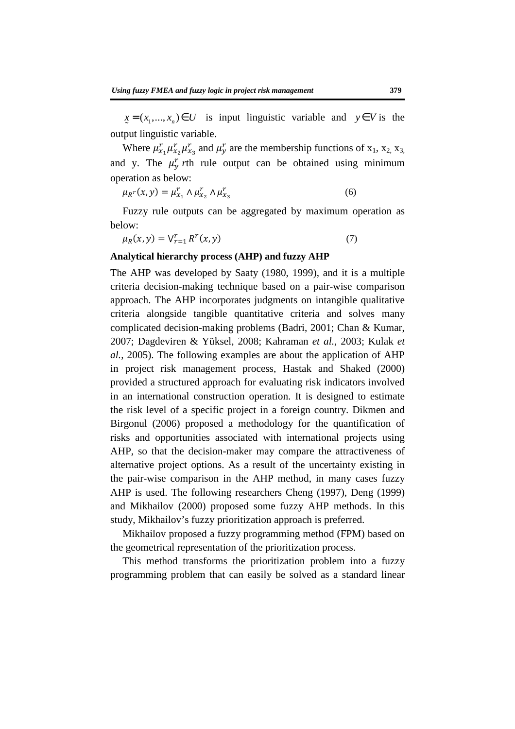$\underset{\sim}{x} = (x_1, \ldots, x_n) \in U$ is input linguistic variable and $y \in V$ is the output linguistic variable.

Where $\mu_{x_1}^r \mu_{x_2}^r \mu_{x_3}^r$ and $\mu_y^r$ are the membership functions of $x_1$, $x_2$, $x_3$, and y. The $\mu_y^r$ *r*th rule output can be obtained using minimum operation as below:

$$\mu_{R^r}(x, y) = \mu_{x_1}^r \wedge \mu_{x_2}^r \wedge \mu_{x_3}^r \tag{6}$$

Fuzzy rule outputs can be aggregated by maximum operation as below:

$$\mu_R(x, y) = \vee_{r=1}^{r} R^r(x, y) \tag{7}$$

### Analytical hierarchy process (AHP) and fuzzy AHP

The AHP was developed by Saaty (1980, 1999), and it is a multiple criteria decision-making technique based on a pair-wise comparison approach. The AHP incorporates judgments on intangible qualitative criteria alongside tangible quantitative criteria and solves many complicated decision-making problems (Badri, 2001; Chan & Kumar, 2007; Dagdeviren & Yüksel, 2008; Kahraman *et al.*, 2003; Kulak *et al.*, 2005). The following examples are about the application of AHP in project risk management process, Hastak and Shaked (2000) provided a structured approach for evaluating risk indicators involved in an international construction operation. It is designed to estimate the risk level of a specific project in a foreign country. Dikmen and Birgonul (2006) proposed a methodology for the quantification of risks and opportunities associated with international projects using AHP, so that the decision-maker may compare the attractiveness of alternative project options. As a result of the uncertainty existing in the pair-wise comparison in the AHP method, in many cases fuzzy AHP is used. The following researchers Cheng (1997), Deng (1999) and Mikhailov (2000) proposed some fuzzy AHP methods. In this study, Mikhailov's fuzzy prioritization approach is preferred.

Mikhailov proposed a fuzzy programming method (FPM) based on the geometrical representation of the prioritization process.

This method transforms the prioritization problem into a fuzzy programming problem that can easily be solved as a standard linear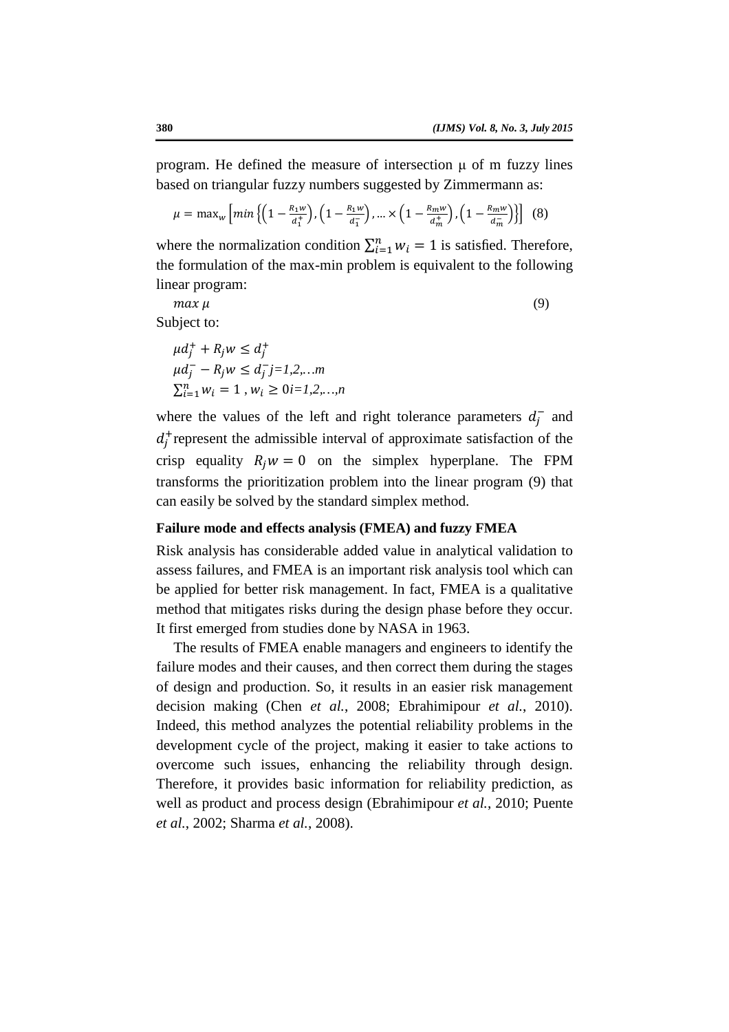program. He defined the measure of intersection μ of m fuzzy lines based on triangular fuzzy numbers suggested by Zimmermann as:

$$\mu = \max_w \left[ min \left\{ \left(1 - \frac{R_1 w}{d_1^+}\right), \left(1 - \frac{R_1 w}{d_1^-}\right), \ldots \times \left(1 - \frac{R_m w}{d_m^+}\right), \left(1 - \frac{R_m w}{d_m^-}\right) \right\} \right] \quad (8)$$

where the normalization condition $\sum_{i=1}^{n} w_i = 1$ is satisfied. Therefore, the formulation of the max-min problem is equivalent to the following linear program:

$$max\ \mu \quad (9)$$

Subject to:

$$\mu d_j^+ + R_j w \leq d_j^+$$
$$\mu d_j^- - R_j w \leq d_j^- \quad j=1,2,\ldots m$$
$$\sum_{i=1}^{n} w_i = 1\ , w_i \geq 0 \quad i=1,2,\ldots,n$$

where the values of the left and right tolerance parameters $d_j^-$ and $d_j^+$ represent the admissible interval of approximate satisfaction of the crisp equality $R_j w = 0$ on the simplex hyperplane. The FPM transforms the prioritization problem into the linear program (9) that can easily be solved by the standard simplex method.

**Failure mode and effects analysis (FMEA) and fuzzy FMEA**

Risk analysis has considerable added value in analytical validation to assess failures, and FMEA is an important risk analysis tool which can be applied for better risk management. In fact, FMEA is a qualitative method that mitigates risks during the design phase before they occur. It first emerged from studies done by NASA in 1963.

The results of FMEA enable managers and engineers to identify the failure modes and their causes, and then correct them during the stages of design and production. So, it results in an easier risk management decision making (Chen *et al.*, 2008; Ebrahimipour *et al.*, 2010). Indeed, this method analyzes the potential reliability problems in the development cycle of the project, making it easier to take actions to overcome such issues, enhancing the reliability through design. Therefore, it provides basic information for reliability prediction, as well as product and process design (Ebrahimipour *et al.*, 2010; Puente *et al.*, 2002; Sharma *et al.*, 2008).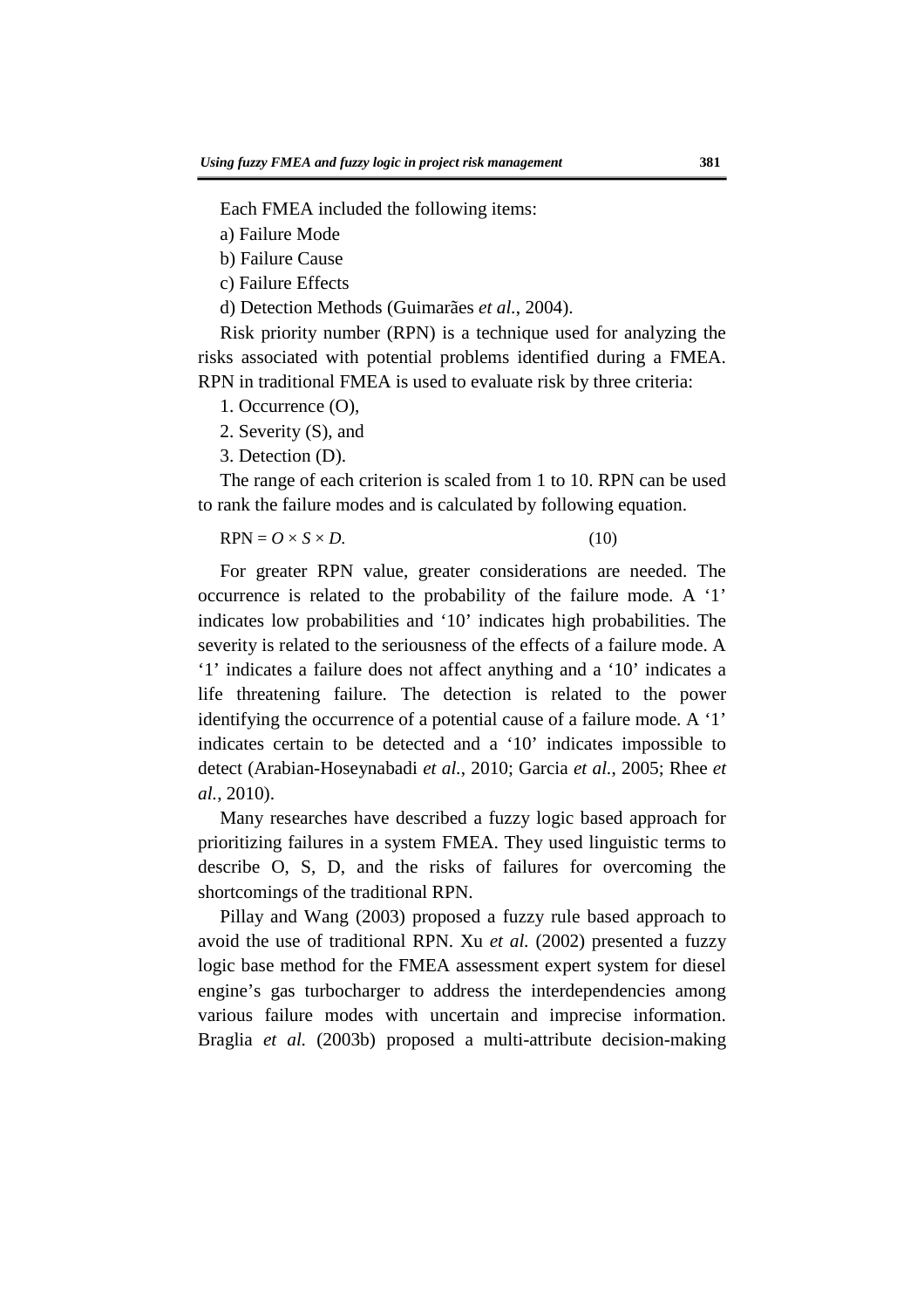Each FMEA included the following items:

a) Failure Mode

b) Failure Cause

c) Failure Effects

d) Detection Methods (Guimarães *et al.*, 2004).

Risk priority number (RPN) is a technique used for analyzing the risks associated with potential problems identified during a FMEA. RPN in traditional FMEA is used to evaluate risk by three criteria:

1. Occurrence (O),
2. Severity (S), and
3. Detection (D).

The range of each criterion is scaled from 1 to 10. RPN can be used to rank the failure modes and is calculated by following equation.

$$\text{RPN} = O \times S \times D. \tag{10}$$

For greater RPN value, greater considerations are needed. The occurrence is related to the probability of the failure mode. A '1' indicates low probabilities and '10' indicates high probabilities. The severity is related to the seriousness of the effects of a failure mode. A '1' indicates a failure does not affect anything and a '10' indicates a life threatening failure. The detection is related to the power identifying the occurrence of a potential cause of a failure mode. A '1' indicates certain to be detected and a '10' indicates impossible to detect (Arabian-Hoseynabadi *et al.*, 2010; Garcia *et al.*, 2005; Rhee *et al.*, 2010).

Many researches have described a fuzzy logic based approach for prioritizing failures in a system FMEA. They used linguistic terms to describe O, S, D, and the risks of failures for overcoming the shortcomings of the traditional RPN.

Pillay and Wang (2003) proposed a fuzzy rule based approach to avoid the use of traditional RPN. Xu *et al.* (2002) presented a fuzzy logic base method for the FMEA assessment expert system for diesel engine's gas turbocharger to address the interdependencies among various failure modes with uncertain and imprecise information. Braglia *et al.* (2003b) proposed a multi-attribute decision-making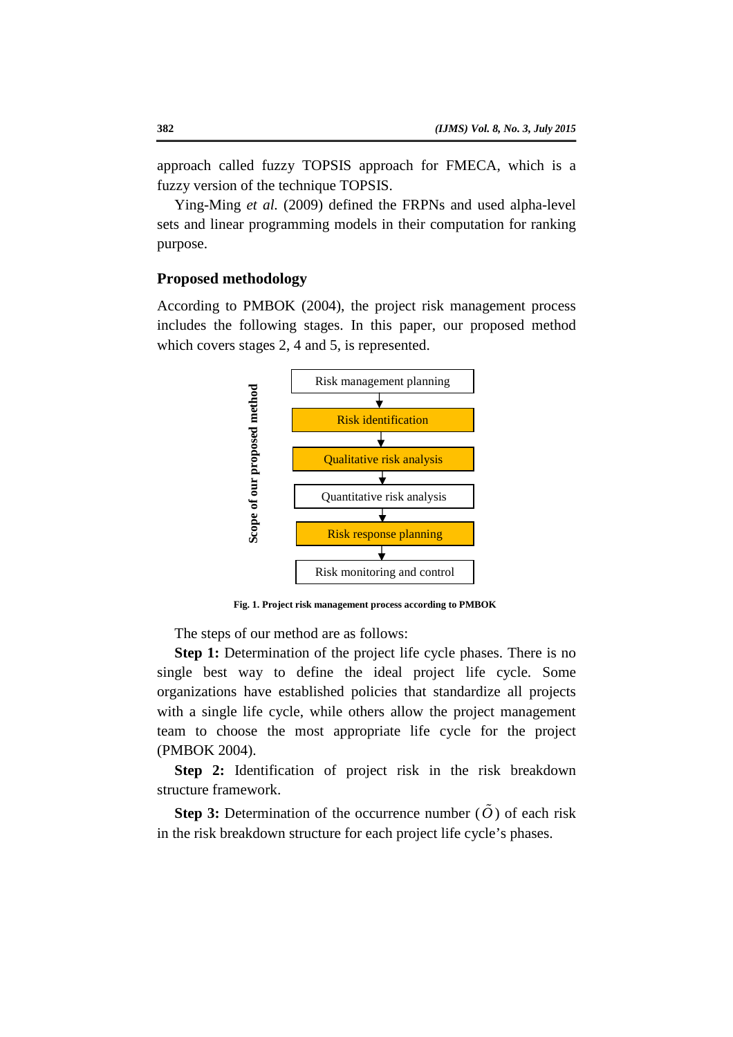approach called fuzzy TOPSIS approach for FMECA, which is a fuzzy version of the technique TOPSIS.

Ying-Ming *et al.* (2009) defined the FRPNs and used alpha-level sets and linear programming models in their computation for ranking purpose.

## Proposed methodology

According to PMBOK (2004), the project risk management process includes the following stages. In this paper, our proposed method which covers stages 2, 4 and 5, is represented.

Scope of our proposed method

- Risk management planning
- Risk identification
- Qualitative risk analysis
- Quantitative risk analysis
- Risk response planning
- Risk monitoring and control

**Fig. 1. Project risk management process according to PMBOK**

The steps of our method are as follows:

**Step 1:** Determination of the project life cycle phases. There is no single best way to define the ideal project life cycle. Some organizations have established policies that standardize all projects with a single life cycle, while others allow the project management team to choose the most appropriate life cycle for the project (PMBOK 2004).

**Step 2:** Identification of project risk in the risk breakdown structure framework.

**Step 3:** Determination of the occurrence number ($\tilde{O}$) of each risk in the risk breakdown structure for each project life cycle's phases.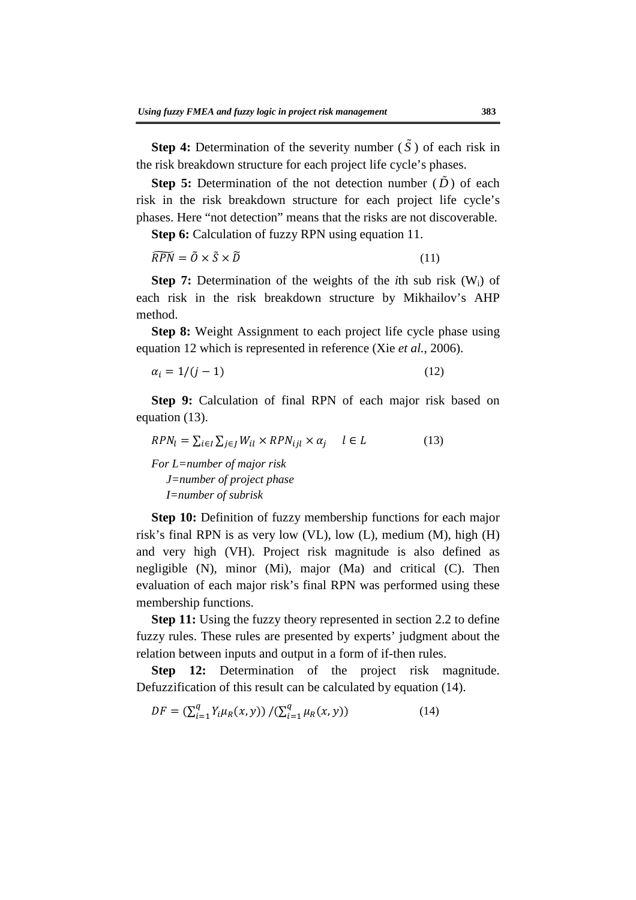**Step 4:** Determination of the severity number ($\tilde{S}$) of each risk in the risk breakdown structure for each project life cycle's phases.

**Step 5:** Determination of the not detection number ($\tilde{D}$) of each risk in the risk breakdown structure for each project life cycle's phases. Here "not detection" means that the risks are not discoverable.

**Step 6:** Calculation of fuzzy RPN using equation 11.

$$\widetilde{RPN} = \tilde{O} \times \tilde{S} \times \tilde{D} \tag{11}$$

**Step 7:** Determination of the weights of the *i*th sub risk ($W_i$) of each risk in the risk breakdown structure by Mikhailov's AHP method.

**Step 8:** Weight Assignment to each project life cycle phase using equation 12 which is represented in reference (Xie *et al.*, 2006).

$$\alpha_i = 1/(j-1) \tag{12}$$

**Step 9:** Calculation of final RPN of each major risk based on equation (13).

$$RPN_l = \sum_{i \in I} \sum_{j \in J} W_{il} \times RPN_{ijl} \times \alpha_j \quad l \in L \tag{13}$$

*For L=number of major risk*
*J=number of project phase*
*I=number of subrisk*

**Step 10:** Definition of fuzzy membership functions for each major risk's final RPN is as very low (VL), low (L), medium (M), high (H) and very high (VH). Project risk magnitude is also defined as negligible (N), minor (Mi), major (Ma) and critical (C). Then evaluation of each major risk's final RPN was performed using these membership functions.

**Step 11:** Using the fuzzy theory represented in section 2.2 to define fuzzy rules. These rules are presented by experts' judgment about the relation between inputs and output in a form of if-then rules.

**Step 12:** Determination of the project risk magnitude. Defuzzification of this result can be calculated by equation (14).

$$DF = \left(\sum_{i=1}^{q} Y_i \mu_R(x,y)\right) / \left(\sum_{i=1}^{q} \mu_R(x,y)\right) \tag{14}$$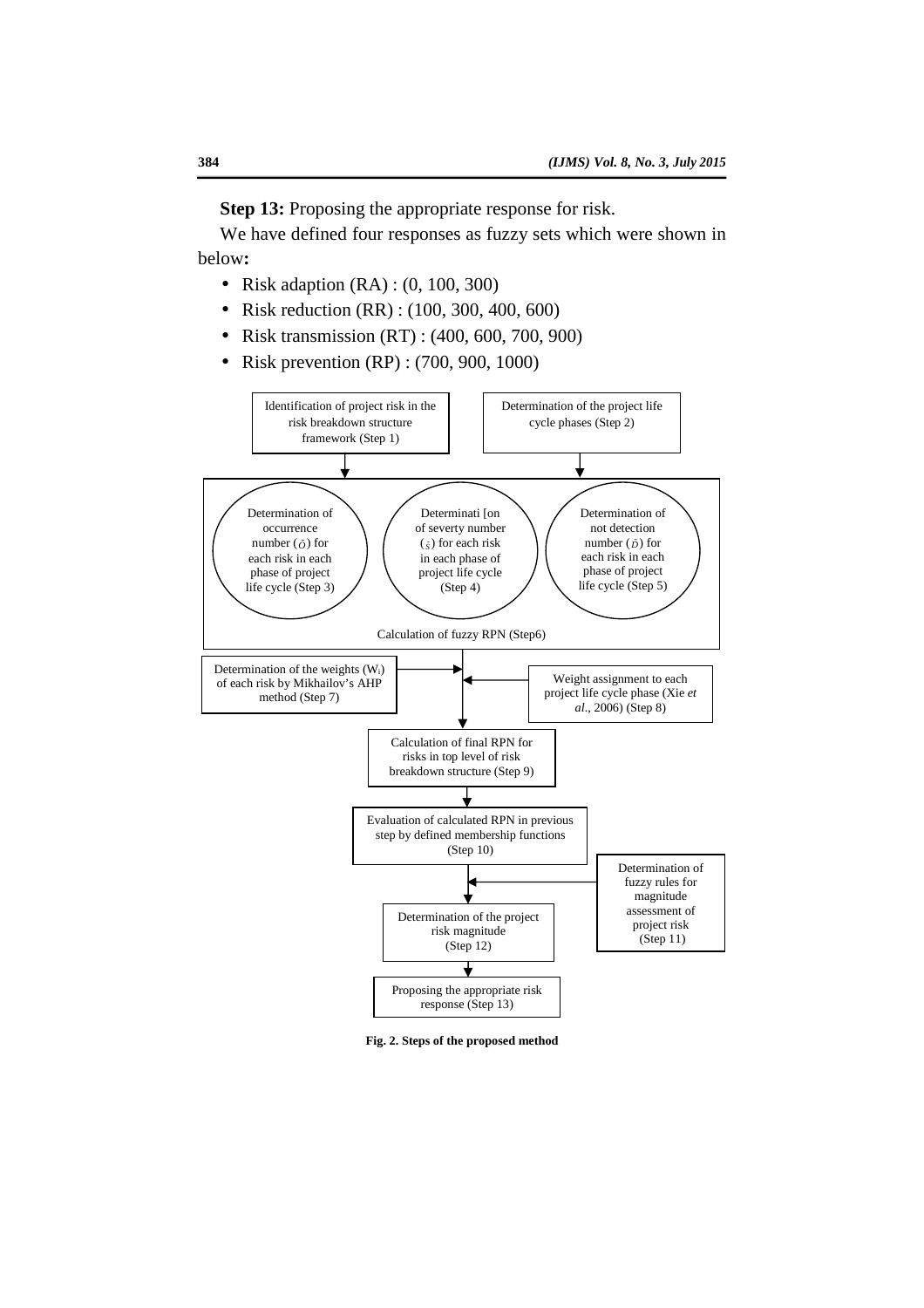**Step 13:** Proposing the appropriate response for risk.

We have defined four responses as fuzzy sets which were shown in below**:**

- Risk adaption (RA) : (0, 100, 300)
- Risk reduction (RR) : (100, 300, 400, 600)
- Risk transmission (RT) : (400, 600, 700, 900)
- Risk prevention (RP) : (700, 900, 1000)

Identification of project risk in the risk breakdown structure framework (Step 1)

Determination of the project life cycle phases (Step 2)

Determination of occurrence number ($\tilde{O}$) for each risk in each phase of project life cycle (Step 3)

Determinati [on of severty number ($\tilde{S}$) for each risk in each phase of project life cycle (Step 4)

Determination of not detection number ($\tilde{D}$) for each risk in each phase of project life cycle (Step 5)

Calculation of fuzzy RPN (Step6)

Determination of the weights ($W_i$) of each risk by Mikhailov's AHP method (Step 7)

Weight assignment to each project life cycle phase (Xie *et al*., 2006) (Step 8)

Calculation of final RPN for risks in top level of risk breakdown structure (Step 9)

Evaluation of calculated RPN in previous step by defined membership functions (Step 10)

Determination of fuzzy rules for magnitude assessment of project risk (Step 11)

Determination of the project risk magnitude (Step 12)

Proposing the appropriate risk response (Step 13)

**Fig. 2. Steps of the proposed method**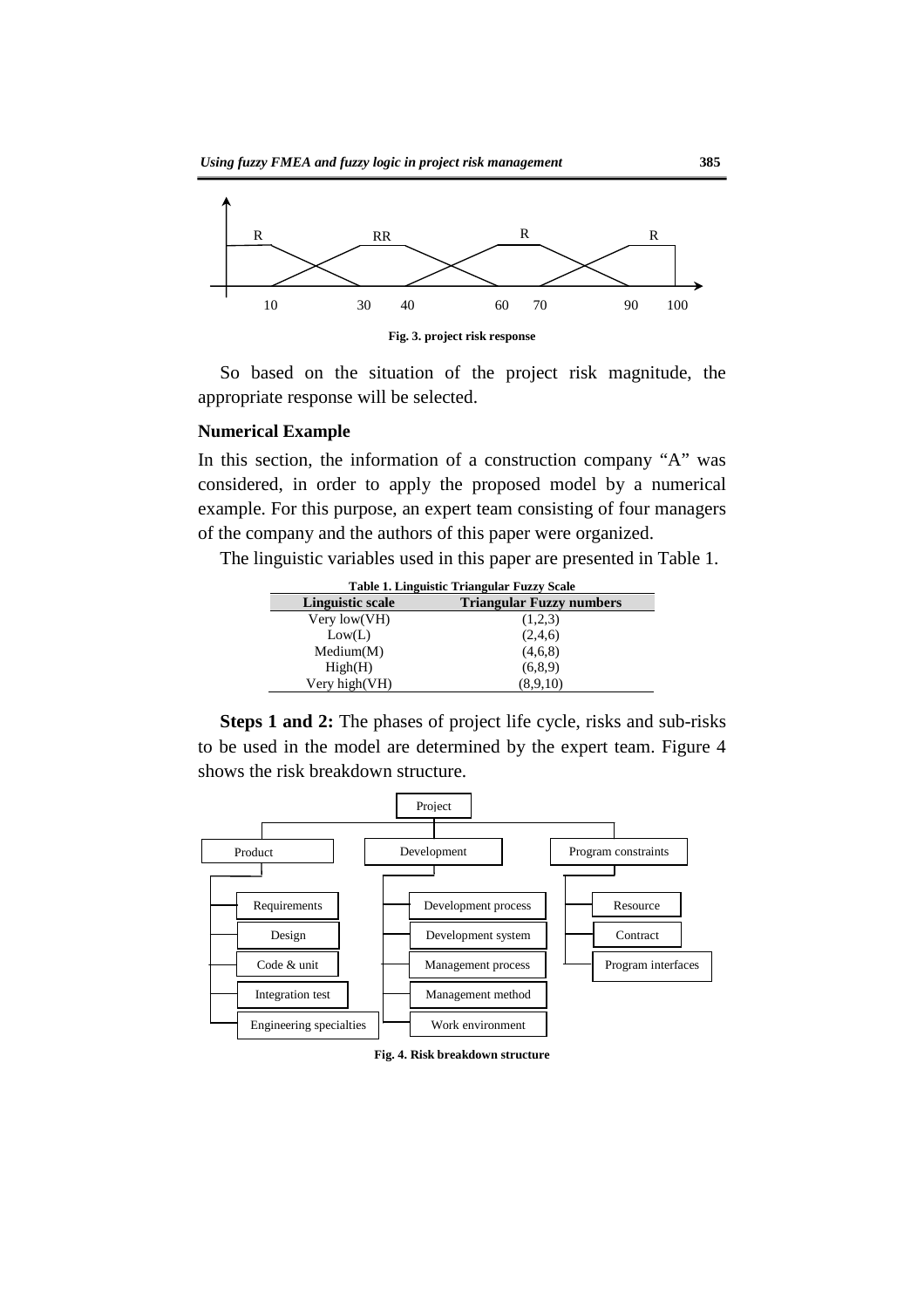Fig. 3. project risk response

So based on the situation of the project risk magnitude, the appropriate response will be selected.

**Numerical Example**

In this section, the information of a construction company "A" was considered, in order to apply the proposed model by a numerical example. For this purpose, an expert team consisting of four managers of the company and the authors of this paper were organized.

The linguistic variables used in this paper are presented in Table 1.

**Table 1. Linguistic Triangular Fuzzy Scale**

| Linguistic scale | Triangular Fuzzy numbers |
|---|---|
| Very low(VH) | (1,2,3) |
| Low(L) | (2,4,6) |
| Medium(M) | (4,6,8) |
| High(H) | (6,8,9) |
| Very high(VH) | (8,9,10) |

**Steps 1 and 2:** The phases of project life cycle, risks and sub-risks to be used in the model are determined by the expert team. Figure 4 shows the risk breakdown structure.

Fig. 4. Risk breakdown structure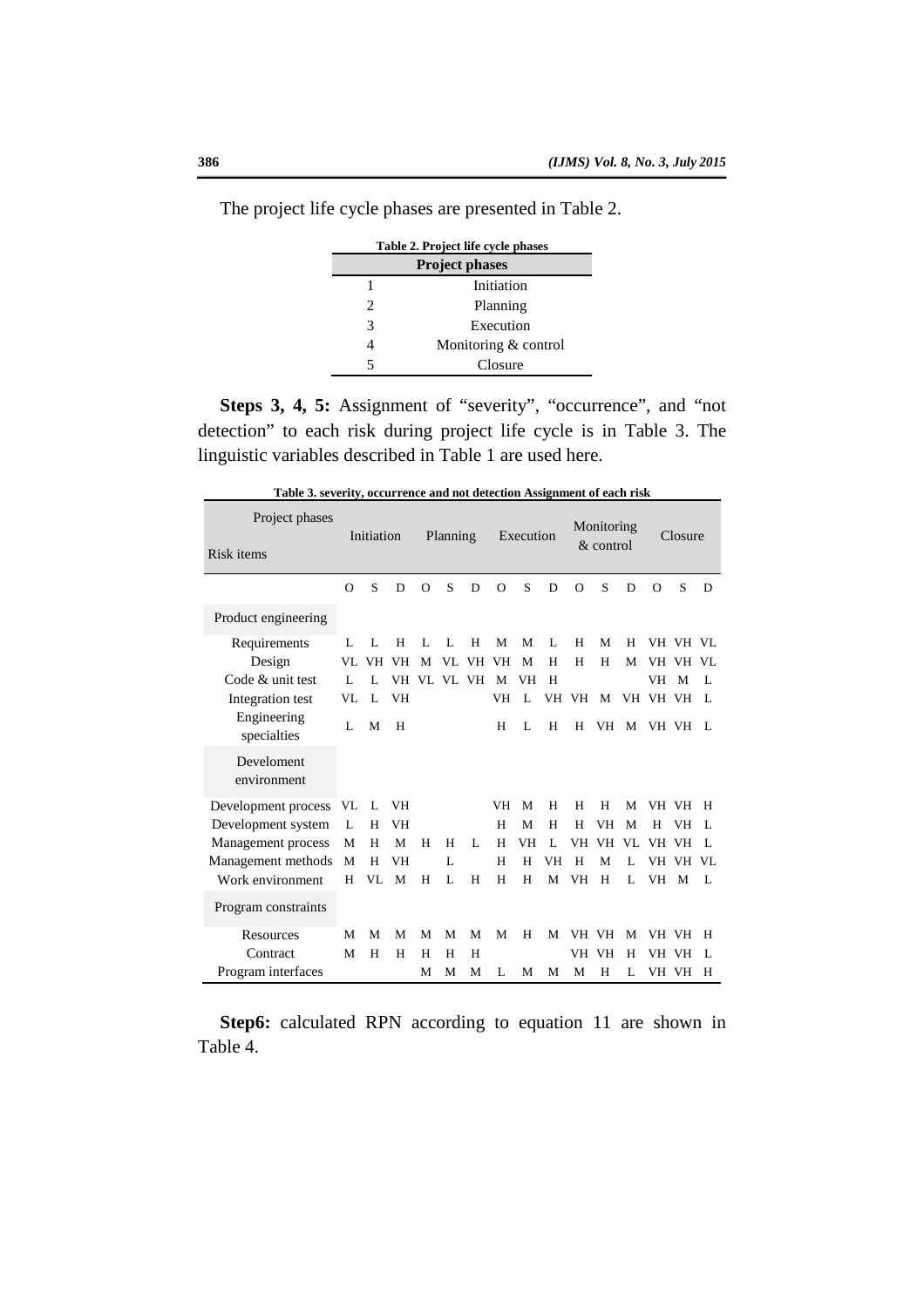The project life cycle phases are presented in Table 2.

**Table 2. Project life cycle phases**

| | Project phases |
|---|---|
| 1 | Initiation |
| 2 | Planning |
| 3 | Execution |
| 4 | Monitoring & control |
| 5 | Closure |

**Steps 3, 4, 5:** Assignment of "severity", "occurrence", and "not detection" to each risk during project life cycle is in Table 3. The linguistic variables described in Table 1 are used here.

**Table 3. severity, occurrence and not detection Assignment of each risk**

| Project phases / Risk items | Initiation | | | Planning | | | Execution | | | Monitoring & control | | | Closure | | |
|---|---|---|---|---|---|---|---|---|---|---|---|---|---|---|---|
| | O | S | D | O | S | D | O | S | D | O | S | D | O | S | D |
| **Product engineering** | | | | | | | | | | | | | | | |
| Requirements | L | L | H | L | L | H | M | M | L | H | M | H | VH | VH | VL |
| Design | VL | VH | VH | M | VL | VH | VH | M | H | H | H | M | VH | VH | VL |
| Code & unit test | L | L | VH | VL | VL | VH | M | VH | H | | | | VH | M | L |
| Integration test | VL | L | VH | | | | VH | L | VH | VH | M | VH | VH | VH | L |
| Engineering specialties | L | M | H | | | | H | L | H | H | VH | M | VH | VH | L |
| **Develoment environment** | | | | | | | | | | | | | | | |
| Development process | VL | L | VH | | | | VH | M | H | H | H | M | VH | VH | H |
| Development system | L | H | VH | | | | H | M | H | H | VH | M | H | VH | L |
| Management process | M | H | M | H | H | L | H | VH | L | VH | VH | VL | VH | VH | L |
| Management methods | M | H | VH | | L | | H | H | VH | H | M | L | VH | VH | VL |
| Work environment | H | VL | M | H | L | H | H | H | M | VH | H | L | VH | M | L |
| **Program constraints** | | | | | | | | | | | | | | | |
| Resources | M | M | M | M | M | M | M | H | M | VH | VH | M | VH | VH | H |
| Contract | M | H | H | H | H | H | | | | VH | VH | H | VH | VH | L |
| Program interfaces | | | | M | M | M | L | M | M | M | H | L | VH | VH | H |

**Step6:** calculated RPN according to equation 11 are shown in Table 4.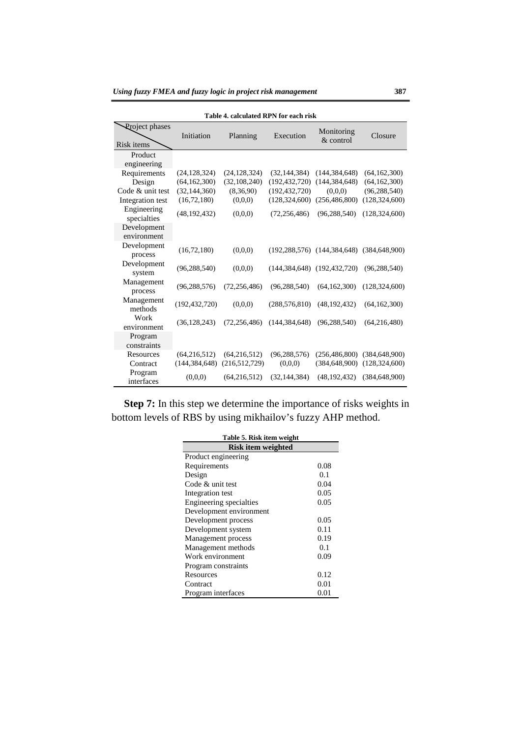**Table 4. calculated RPN for each risk**

| Risk items \ Project phases | Initiation | Planning | Execution | Monitoring & control | Closure |
|---|---|---|---|---|---|
| Product engineering | | | | | |
| Requirements | (24,128,324) | (24,128,324) | (32,144,384) | (144,384,648) | (64,162,300) |
| Design | (64,162,300) | (32,108,240) | (192,432,720) | (144,384,648) | (64,162,300) |
| Code & unit test | (32,144,360) | (8,36,90) | (192,432,720) | (0,0,0) | (96,288,540) |
| Integration test | (16,72,180) | (0,0,0) | (128,324,600) | (256,486,800) | (128,324,600) |
| Engineering specialties | (48,192,432) | (0,0,0) | (72,256,486) | (96,288,540) | (128,324,600) |
| Development environment | | | | | |
| Development process | (16,72,180) | (0,0,0) | (192,288,576) | (144,384,648) | (384,648,900) |
| Development system | (96,288,540) | (0,0,0) | (144,384,648) | (192,432,720) | (96,288,540) |
| Management process | (96,288,576) | (72,256,486) | (96,288,540) | (64,162,300) | (128,324,600) |
| Management methods | (192,432,720) | (0,0,0) | (288,576,810) | (48,192,432) | (64,162,300) |
| Work environment | (36,128,243) | (72,256,486) | (144,384,648) | (96,288,540) | (64,216,480) |
| Program constraints | | | | | |
| Resources | (64,216,512) | (64,216,512) | (96,288,576) | (256,486,800) | (384,648,900) |
| Contract | (144,384,648) | (216,512,729) | (0,0,0) | (384,648,900) | (128,324,600) |
| Program interfaces | (0,0,0) | (64,216,512) | (32,144,384) | (48,192,432) | (384,648,900) |

**Step 7:** In this step we determine the importance of risks weights in bottom levels of RBS by using mikhailov's fuzzy AHP method.

**Table 5. Risk item weight**

| Risk item weighted | |
|---|---|
| Product engineering | |
| Requirements | 0.08 |
| Design | 0.1 |
| Code & unit test | 0.04 |
| Integration test | 0.05 |
| Engineering specialties | 0.05 |
| Development environment | |
| Development process | 0.05 |
| Development system | 0.11 |
| Management process | 0.19 |
| Management methods | 0.1 |
| Work environment | 0.09 |
| Program constraints | |
| Resources | 0.12 |
| Contract | 0.01 |
| Program interfaces | 0.01 |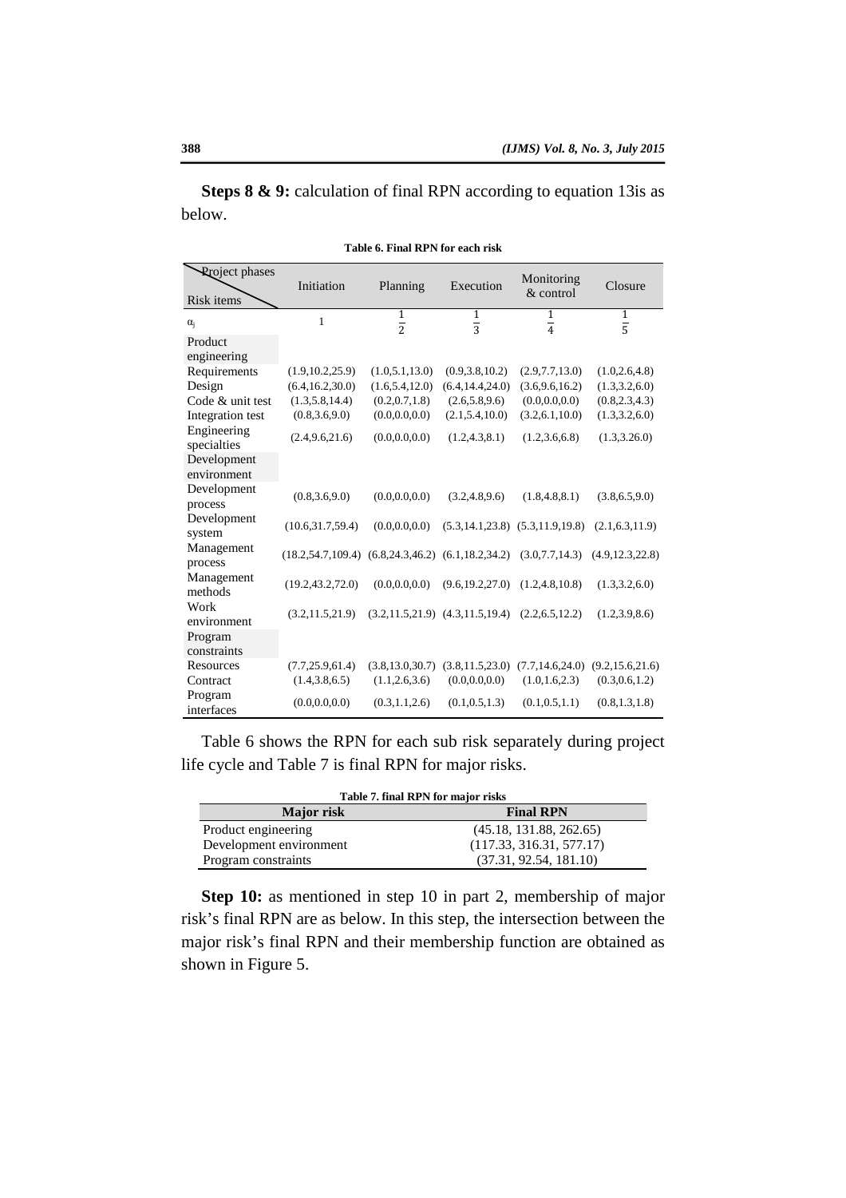**Steps 8 & 9:** calculation of final RPN according to equation 13is as below.

**Table 6. Final RPN for each risk**

| Project phases / Risk items | Initiation | Planning | Execution | Monitoring & control | Closure |
|---|---|---|---|---|---|
| $\alpha_j$ | 1 | $\frac{1}{2}$ | $\frac{1}{3}$ | $\frac{1}{4}$ | $\frac{1}{5}$ |
| Product engineering | | | | | |
| Requirements | (1.9,10.2,25.9) | (1.0,5.1,13.0) | (0.9,3.8,10.2) | (2.9,7.7,13.0) | (1.0,2.6,4.8) |
| Design | (6.4,16.2,30.0) | (1.6,5.4,12.0) | (6.4,14.4,24.0) | (3.6,9.6,16.2) | (1.3,3.2,6.0) |
| Code & unit test | (1.3,5.8,14.4) | (0.2,0.7,1.8) | (2.6,5.8,9.6) | (0.0,0.0,0.0) | (0.8,2.3,4.3) |
| Integration test | (0.8,3.6,9.0) | (0.0,0.0,0.0) | (2.1,5.4,10.0) | (3.2,6.1,10.0) | (1.3,3.2,6.0) |
| Engineering specialties | (2.4,9.6,21.6) | (0.0,0.0,0.0) | (1.2,4.3,8.1) | (1.2,3.6,6.8) | (1.3,3.26.0) |
| Development environment | | | | | |
| Development process | (0.8,3.6,9.0) | (0.0,0.0,0.0) | (3.2,4.8,9.6) | (1.8,4.8,8.1) | (3.8,6.5,9.0) |
| Development system | (10.6,31.7,59.4) | (0.0,0.0,0.0) | (5.3,14.1,23.8) | (5.3,11.9,19.8) | (2.1,6.3,11.9) |
| Management process | (18.2,54.7,109.4) | (6.8,24.3,46.2) | (6.1,18.2,34.2) | (3.0,7.7,14.3) | (4.9,12.3,22.8) |
| Management methods | (19.2,43.2,72.0) | (0.0,0.0,0.0) | (9.6,19.2,27.0) | (1.2,4.8,10.8) | (1.3,3.2,6.0) |
| Work environment | (3.2,11.5,21.9) | (3.2,11.5,21.9) | (4.3,11.5,19.4) | (2.2,6.5,12.2) | (1.2,3.9,8.6) |
| Program constraints | | | | | |
| Resources | (7.7,25.9,61.4) | (3.8,13.0,30.7) | (3.8,11.5,23.0) | (7.7,14.6,24.0) | (9.2,15.6,21.6) |
| Contract | (1.4,3.8,6.5) | (1.1,2.6,3.6) | (0.0,0.0,0.0) | (1.0,1.6,2.3) | (0.3,0.6,1.2) |
| Program interfaces | (0.0,0.0,0.0) | (0.3,1.1,2.6) | (0.1,0.5,1.3) | (0.1,0.5,1.1) | (0.8,1.3,1.8) |

Table 6 shows the RPN for each sub risk separately during project life cycle and Table 7 is final RPN for major risks.

**Table 7. final RPN for major risks**

| Major risk | Final RPN |
|---|---|
| Product engineering | (45.18, 131.88, 262.65) |
| Development environment | (117.33, 316.31, 577.17) |
| Program constraints | (37.31, 92.54, 181.10) |

**Step 10:** as mentioned in step 10 in part 2, membership of major risk's final RPN are as below. In this step, the intersection between the major risk's final RPN and their membership function are obtained as shown in Figure 5.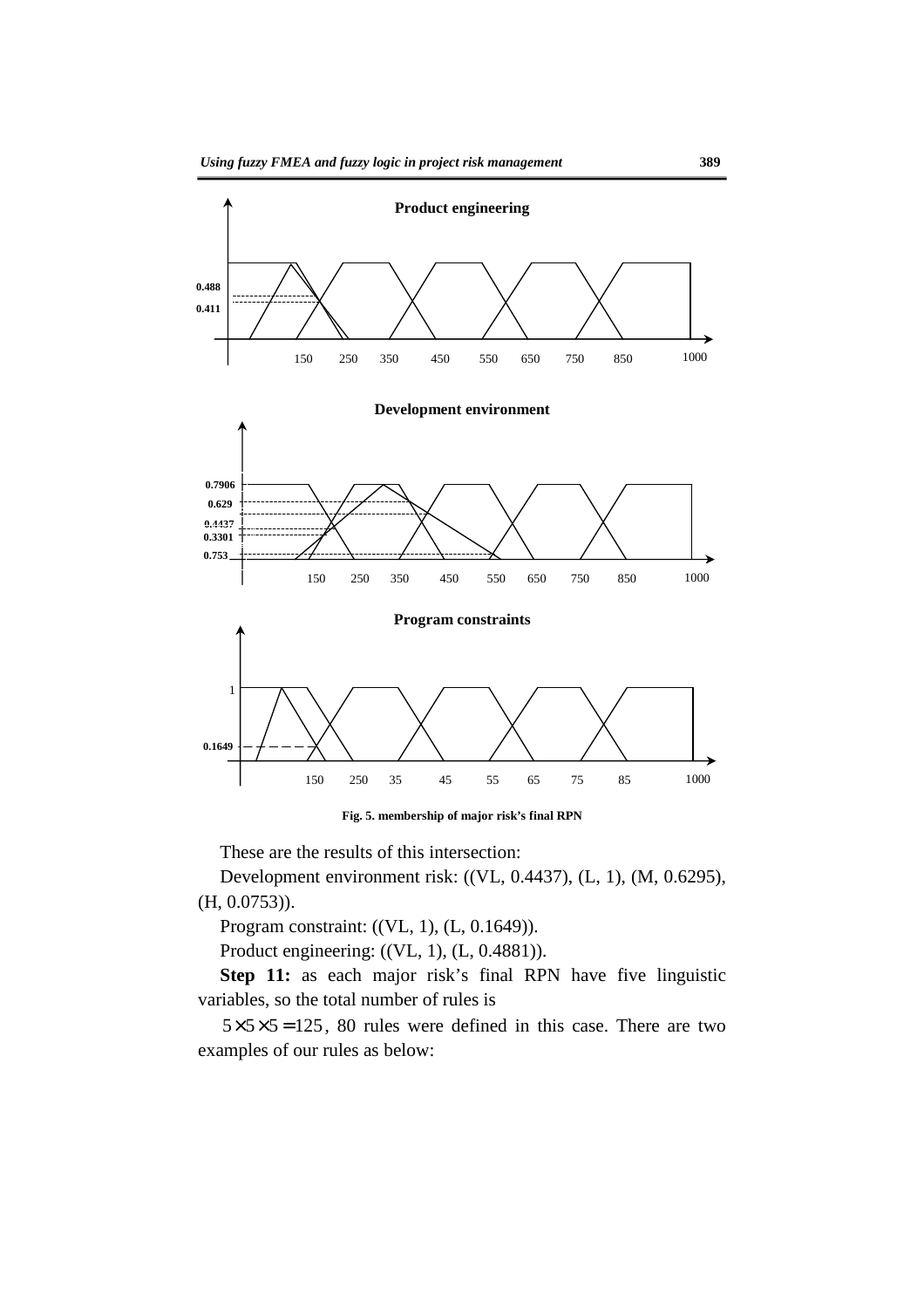Fig. 5. membership of major risk's final RPN

These are the results of this intersection:

Development environment risk: ((VL, 0.4437), (L, 1), (M, 0.6295), (H, 0.0753)).

Program constraint: ((VL, 1), (L, 0.1649)).

Product engineering: ((VL, 1), (L, 0.4881)).

**Step 11:** as each major risk's final RPN have five linguistic variables, so the total number of rules is

$5 \times 5 \times 5 = 125$, 80 rules were defined in this case. There are two examples of our rules as below: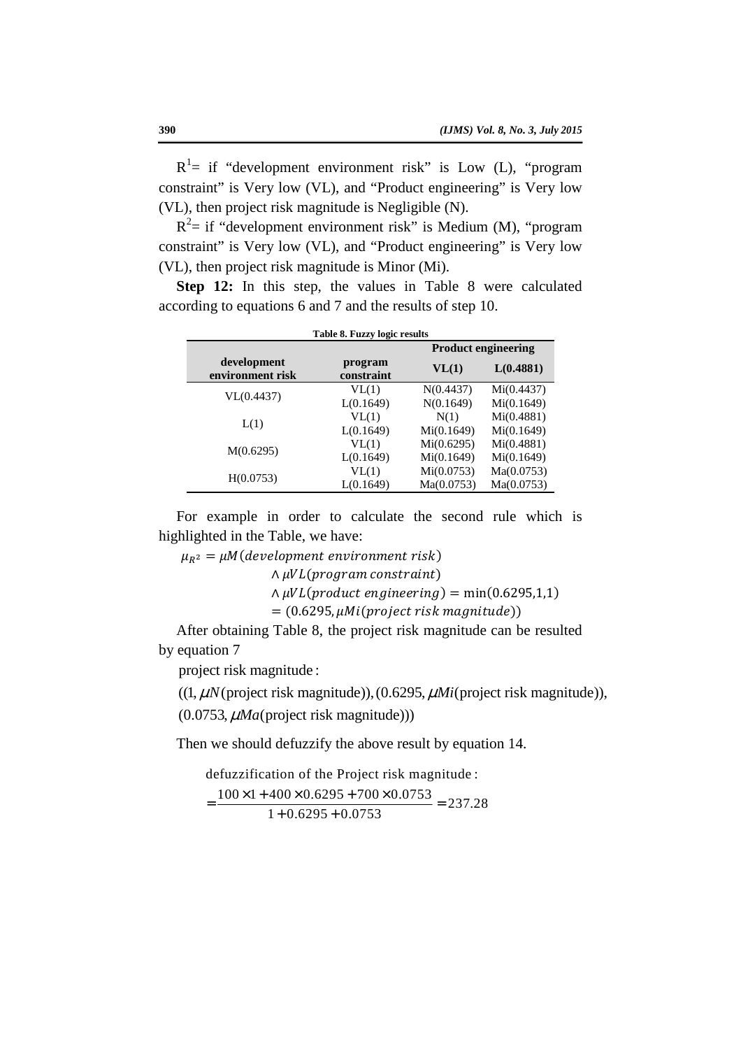$R^1$= if "development environment risk" is Low (L), "program constraint" is Very low (VL), and "Product engineering" is Very low (VL), then project risk magnitude is Negligible (N).

$R^2$= if "development environment risk" is Medium (M), "program constraint" is Very low (VL), and "Product engineering" is Very low (VL), then project risk magnitude is Minor (Mi).

**Step 12:** In this step, the values in Table 8 were calculated according to equations 6 and 7 and the results of step 10.

**Table 8. Fuzzy logic results**

| development environment risk | program constraint | Product engineering | |
|---|---|---|---|
| | | **VL(1)** | **L(0.4881)** |
| VL(0.4437) | VL(1) | N(0.4437) | Mi(0.4437) |
| | L(0.1649) | N(0.1649) | Mi(0.1649) |
| L(1) | VL(1) | N(1) | Mi(0.4881) |
| | L(0.1649) | Mi(0.1649) | Mi(0.1649) |
| M(0.6295) | VL(1) | Mi(0.6295) | Mi(0.4881) |
| | L(0.1649) | Mi(0.1649) | Mi(0.1649) |
| H(0.0753) | VL(1) | Mi(0.0753) | Ma(0.0753) |
| | L(0.1649) | Ma(0.0753) | Ma(0.0753) |

For example in order to calculate the second rule which is highlighted in the Table, we have:

$$\mu_{R^2} = \mu M(development\ environment\ risk) \wedge \mu VL(program\ constraint) \wedge \mu VL(product\ engineering) = \min(0.6295, 1, 1) = (0.6295, \mu Mi(project\ risk\ magnitude))$$

After obtaining Table 8, the project risk magnitude can be resulted by equation 7

$$\text{project risk magnitude}: ((1, \mu N(\text{project risk magnitude})), (0.6295, \mu Mi(\text{project risk magnitude})), (0.0753, \mu Ma(\text{project risk magnitude})))$$

Then we should defuzzify the above result by equation 14.

$$\text{defuzzification of the Project risk magnitude}: = \frac{100 \times 1 + 400 \times 0.6295 + 700 \times 0.0753}{1 + 0.6295 + 0.0753} = 237.28$$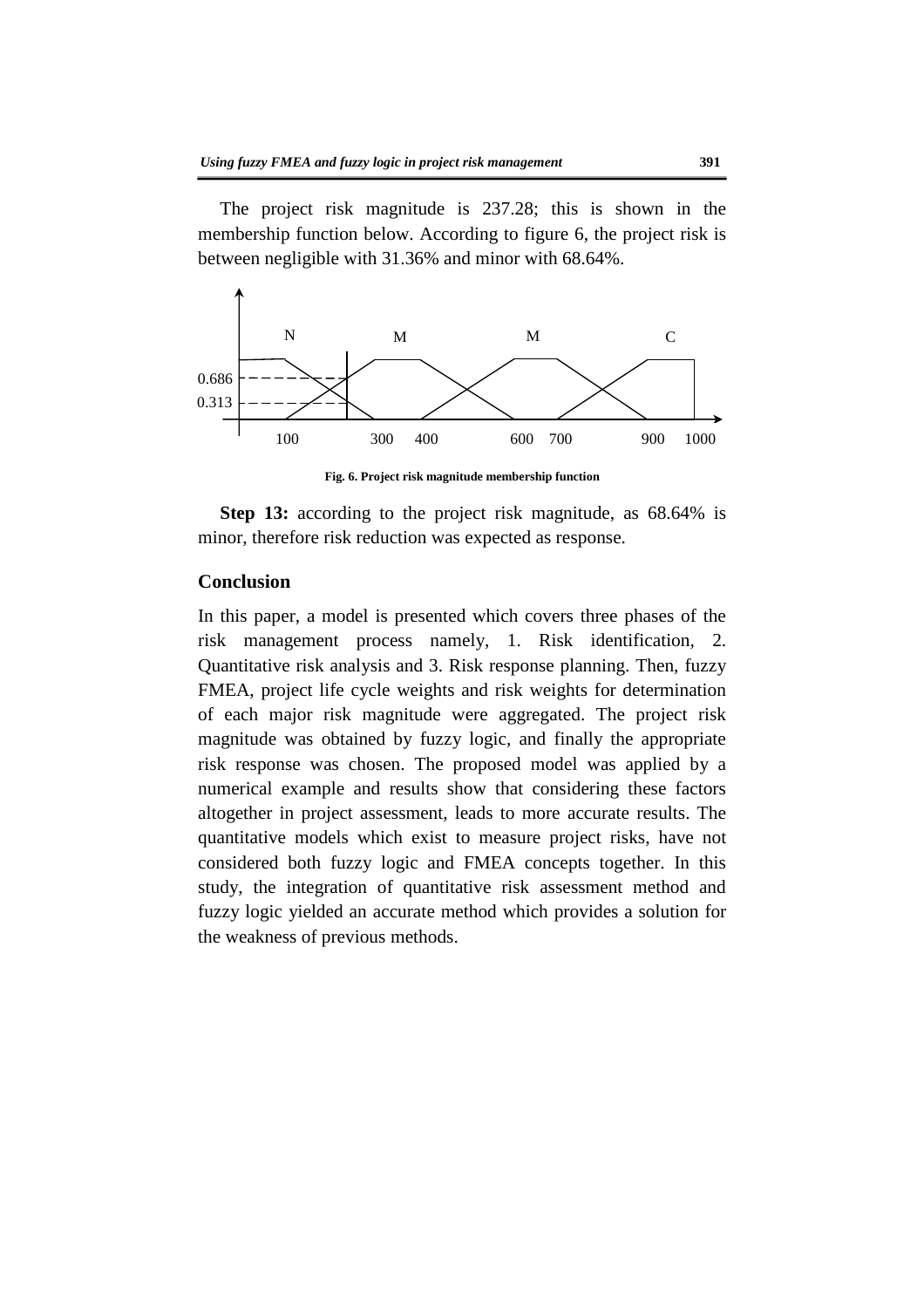The project risk magnitude is 237.28; this is shown in the membership function below. According to figure 6, the project risk is between negligible with 31.36% and minor with 68.64%.

**Fig. 6. Project risk magnitude membership function**

**Step 13:** according to the project risk magnitude, as 68.64% is minor, therefore risk reduction was expected as response.

## Conclusion

In this paper, a model is presented which covers three phases of the risk management process namely, 1. Risk identification, 2. Quantitative risk analysis and 3. Risk response planning. Then, fuzzy FMEA, project life cycle weights and risk weights for determination of each major risk magnitude were aggregated. The project risk magnitude was obtained by fuzzy logic, and finally the appropriate risk response was chosen. The proposed model was applied by a numerical example and results show that considering these factors altogether in project assessment, leads to more accurate results. The quantitative models which exist to measure project risks, have not considered both fuzzy logic and FMEA concepts together. In this study, the integration of quantitative risk assessment method and fuzzy logic yielded an accurate method which provides a solution for the weakness of previous methods.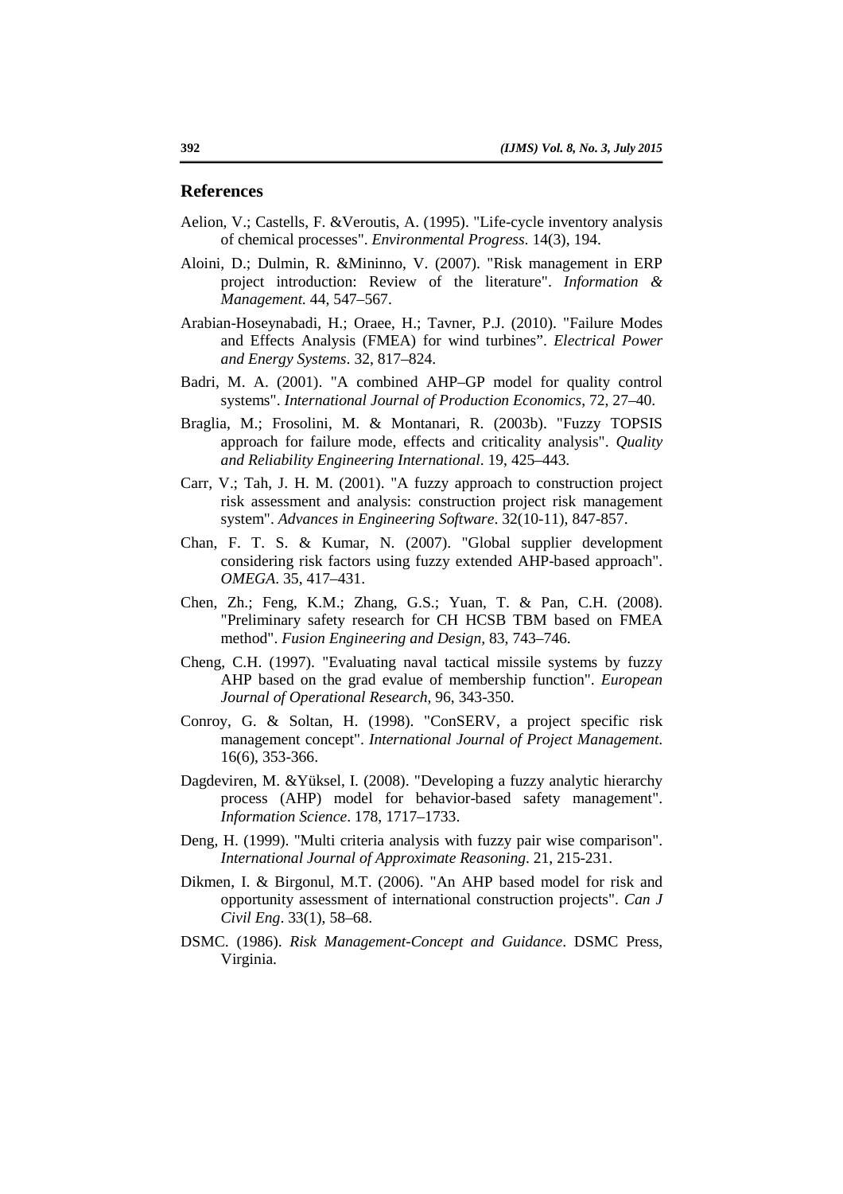## References

Aelion, V.; Castells, F. &Veroutis, A. (1995). "Life-cycle inventory analysis of chemical processes". *Environmental Progress*. 14(3), 194.

Aloini, D.; Dulmin, R. &Mininno, V. (2007). "Risk management in ERP project introduction: Review of the literature". *Information & Management*. 44, 547–567.

Arabian-Hoseynabadi, H.; Oraee, H.; Tavner, P.J. (2010). "Failure Modes and Effects Analysis (FMEA) for wind turbines". *Electrical Power and Energy Systems*. 32, 817–824.

Badri, M. A. (2001). "A combined AHP–GP model for quality control systems". *International Journal of Production Economics*, 72, 27–40.

Braglia, M.; Frosolini, M. & Montanari, R. (2003b). "Fuzzy TOPSIS approach for failure mode, effects and criticality analysis". *Quality and Reliability Engineering International*. 19, 425–443.

Carr, V.; Tah, J. H. M. (2001). "A fuzzy approach to construction project risk assessment and analysis: construction project risk management system". *Advances in Engineering Software*. 32(10-11), 847-857.

Chan, F. T. S. & Kumar, N. (2007). "Global supplier development considering risk factors using fuzzy extended AHP-based approach". *OMEGA*. 35, 417–431.

Chen, Zh.; Feng, K.M.; Zhang, G.S.; Yuan, T. & Pan, C.H. (2008). "Preliminary safety research for CH HCSB TBM based on FMEA method". *Fusion Engineering and Design*, 83, 743–746.

Cheng, C.H. (1997). "Evaluating naval tactical missile systems by fuzzy AHP based on the grad evalue of membership function". *European Journal of Operational Research*, 96, 343-350.

Conroy, G. & Soltan, H. (1998). "ConSERV, a project specific risk management concept". *International Journal of Project Management*. 16(6), 353-366.

Dagdeviren, M. &Yüksel, I. (2008). "Developing a fuzzy analytic hierarchy process (AHP) model for behavior-based safety management". *Information Science*. 178, 1717–1733.

Deng, H. (1999). "Multi criteria analysis with fuzzy pair wise comparison". *International Journal of Approximate Reasoning*. 21, 215-231.

Dikmen, I. & Birgonul, M.T. (2006). "An AHP based model for risk and opportunity assessment of international construction projects". *Can J Civil Eng*. 33(1), 58–68.

DSMC. (1986). *Risk Management-Concept and Guidance*. DSMC Press, Virginia.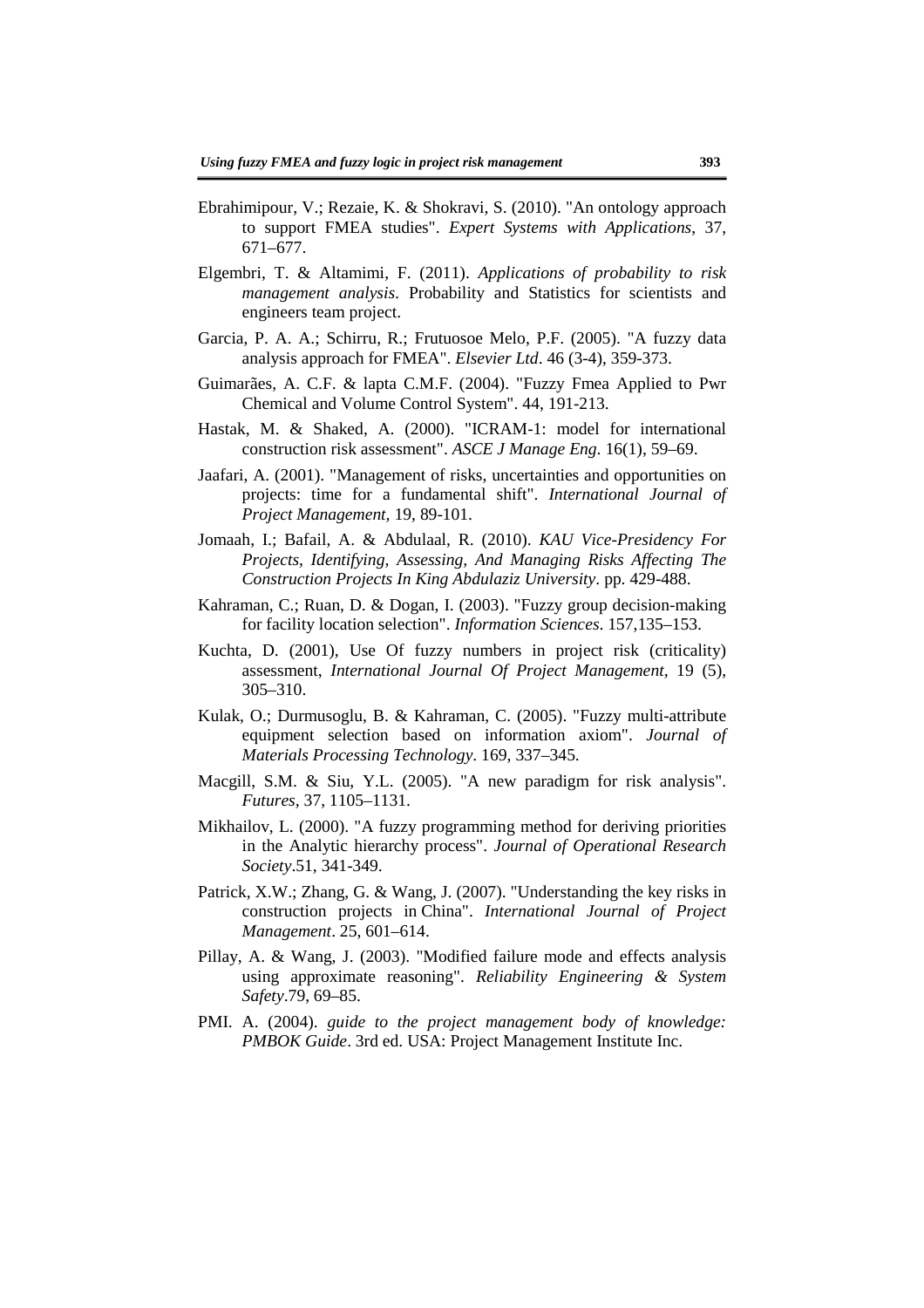Ebrahimipour, V.; Rezaie, K. & Shokravi, S. (2010). "An ontology approach to support FMEA studies". *Expert Systems with Applications*, 37, 671–677.

Elgembri, T. & Altamimi, F. (2011). *Applications of probability to risk management analysis*. Probability and Statistics for scientists and engineers team project.

Garcia, P. A. A.; Schirru, R.; Frutuosoe Melo, P.F. (2005). "A fuzzy data analysis approach for FMEA". *Elsevier Ltd*. 46 (3-4), 359-373.

Guimarães, A. C.F. & lapta C.M.F. (2004). "Fuzzy Fmea Applied to Pwr Chemical and Volume Control System". 44, 191-213.

Hastak, M. & Shaked, A. (2000). "ICRAM-1: model for international construction risk assessment". *ASCE J Manage Eng*. 16(1), 59–69.

Jaafari, A. (2001). "Management of risks, uncertainties and opportunities on projects: time for a fundamental shift". *International Journal of Project Management,* 19, 89-101.

Jomaah, I.; Bafail, A. & Abdulaal, R. (2010). *KAU Vice-Presidency For Projects, Identifying, Assessing, And Managing Risks Affecting The Construction Projects In King Abdulaziz University*. pp. 429-488.

Kahraman, C.; Ruan, D. & Dogan, I. (2003). "Fuzzy group decision-making for facility location selection". *Information Sciences*. 157,135–153.

Kuchta, D. (2001), Use Of fuzzy numbers in project risk (criticality) assessment, *International Journal Of Project Management*, 19 (5), 305–310.

Kulak, O.; Durmusoglu, B. & Kahraman, C. (2005). "Fuzzy multi-attribute equipment selection based on information axiom". *Journal of Materials Processing Technology*. 169, 337–345.

Macgill, S.M. & Siu, Y.L. (2005). "A new paradigm for risk analysis". *Futures*, 37, 1105–1131.

Mikhailov, L. (2000). "A fuzzy programming method for deriving priorities in the Analytic hierarchy process". *Journal of Operational Research Society*.51, 341-349.

Patrick, X.W.; Zhang, G. & Wang, J. (2007). "Understanding the key risks in construction projects in China". *International Journal of Project Management*. 25, 601–614.

Pillay, A. & Wang, J. (2003). "Modified failure mode and effects analysis using approximate reasoning". *Reliability Engineering & System Safety*.79, 69–85.

PMI. A. (2004). *guide to the project management body of knowledge: PMBOK Guide*. 3rd ed. USA: Project Management Institute Inc.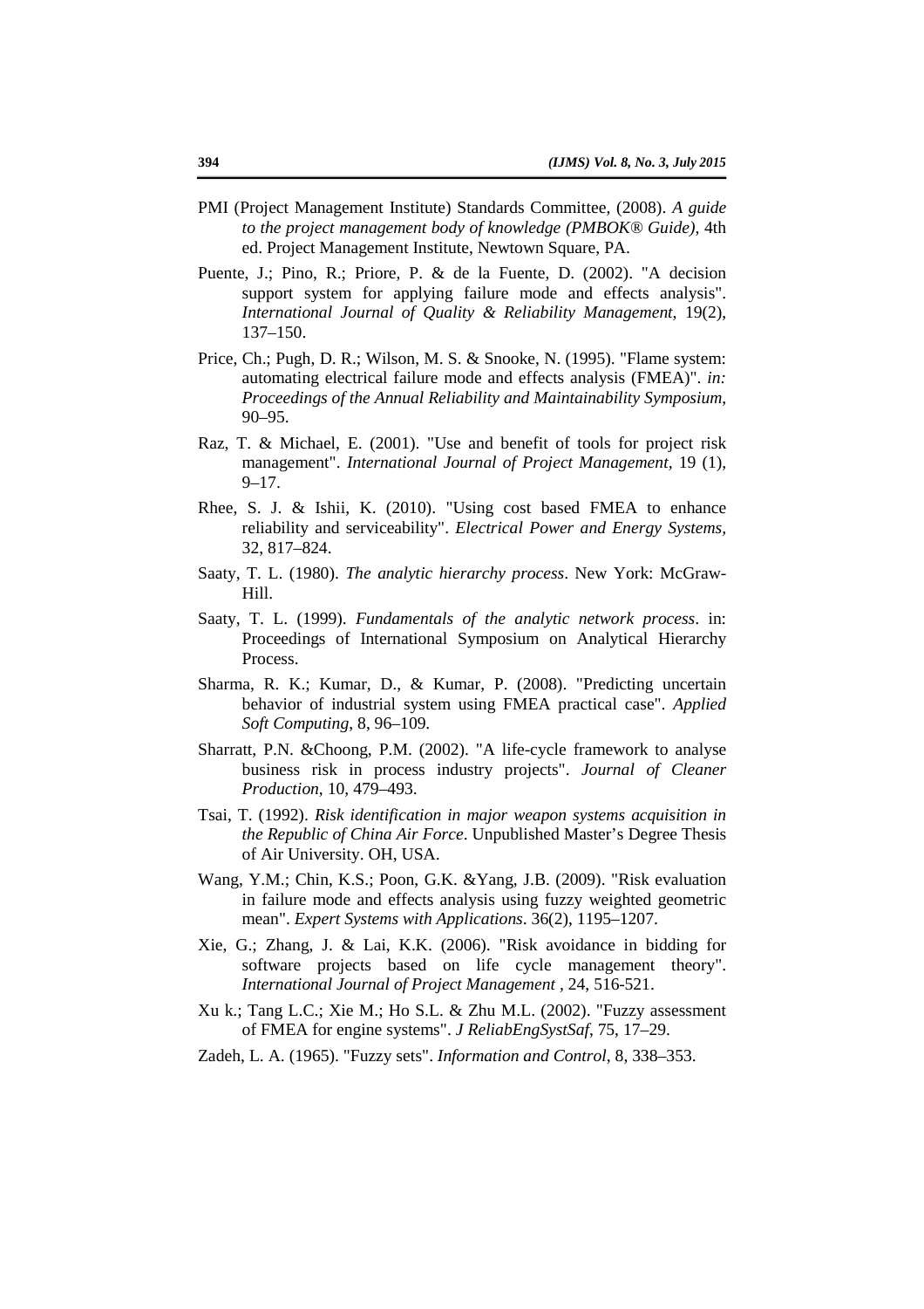PMI (Project Management Institute) Standards Committee, (2008). *A guide to the project management body of knowledge (PMBOK® Guide)*, 4th ed. Project Management Institute, Newtown Square, PA.

Puente, J.; Pino, R.; Priore, P. & de la Fuente, D. (2002). "A decision support system for applying failure mode and effects analysis". *International Journal of Quality & Reliability Management*, 19(2), 137–150.

Price, Ch.; Pugh, D. R.; Wilson, M. S. & Snooke, N. (1995). "Flame system: automating electrical failure mode and effects analysis (FMEA)". *in: Proceedings of the Annual Reliability and Maintainability Symposium*, 90–95.

Raz, T. & Michael, E. (2001). "Use and benefit of tools for project risk management". *International Journal of Project Management*, 19 (1), 9–17.

Rhee, S. J. & Ishii, K. (2010). "Using cost based FMEA to enhance reliability and serviceability". *Electrical Power and Energy Systems*, 32, 817–824.

Saaty, T. L. (1980). *The analytic hierarchy process*. New York: McGraw-Hill.

Saaty, T. L. (1999). *Fundamentals of the analytic network process*. in: Proceedings of International Symposium on Analytical Hierarchy Process.

Sharma, R. K.; Kumar, D., & Kumar, P. (2008). "Predicting uncertain behavior of industrial system using FMEA practical case". *Applied Soft Computing*, 8, 96–109.

Sharratt, P.N. &Choong, P.M. (2002). "A life-cycle framework to analyse business risk in process industry projects". *Journal of Cleaner Production*, 10, 479–493.

Tsai, T. (1992). *Risk identification in major weapon systems acquisition in the Republic of China Air Force*. Unpublished Master's Degree Thesis of Air University. OH, USA.

Wang, Y.M.; Chin, K.S.; Poon, G.K. &Yang, J.B. (2009). "Risk evaluation in failure mode and effects analysis using fuzzy weighted geometric mean". *Expert Systems with Applications*. 36(2), 1195–1207.

Xie, G.; Zhang, J. & Lai, K.K. (2006). "Risk avoidance in bidding for software projects based on life cycle management theory". *International Journal of Project Management* , 24, 516-521.

Xu k.; Tang L.C.; Xie M.; Ho S.L. & Zhu M.L. (2002). "Fuzzy assessment of FMEA for engine systems". *J ReliabEngSystSaf*, 75, 17–29.

Zadeh, L. A. (1965). "Fuzzy sets". *Information and Control*, 8, 338–353.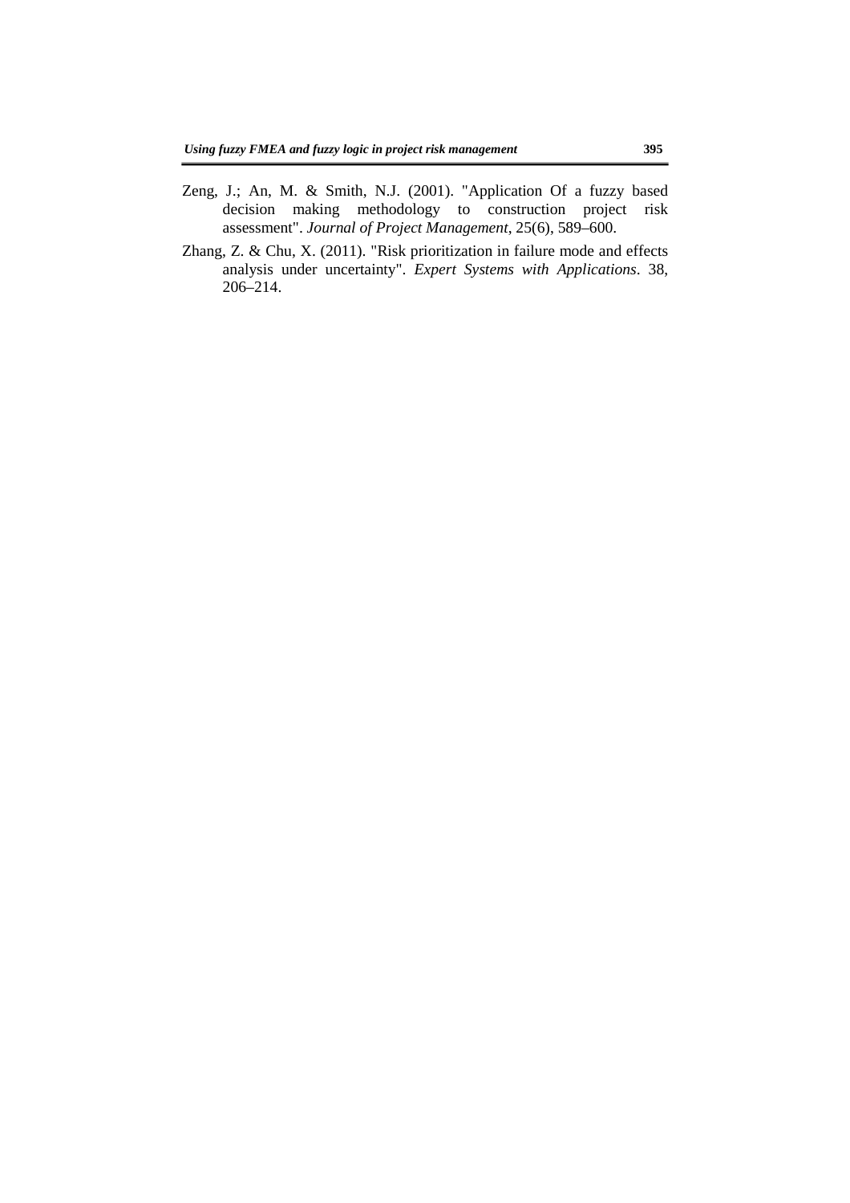Zeng, J.; An, M. & Smith, N.J. (2001). "Application Of a fuzzy based decision making methodology to construction project risk assessment". *Journal of Project Management*, 25(6), 589–600.

Zhang, Z. & Chu, X. (2011). "Risk prioritization in failure mode and effects analysis under uncertainty". *Expert Systems with Applications*. 38, 206–214.